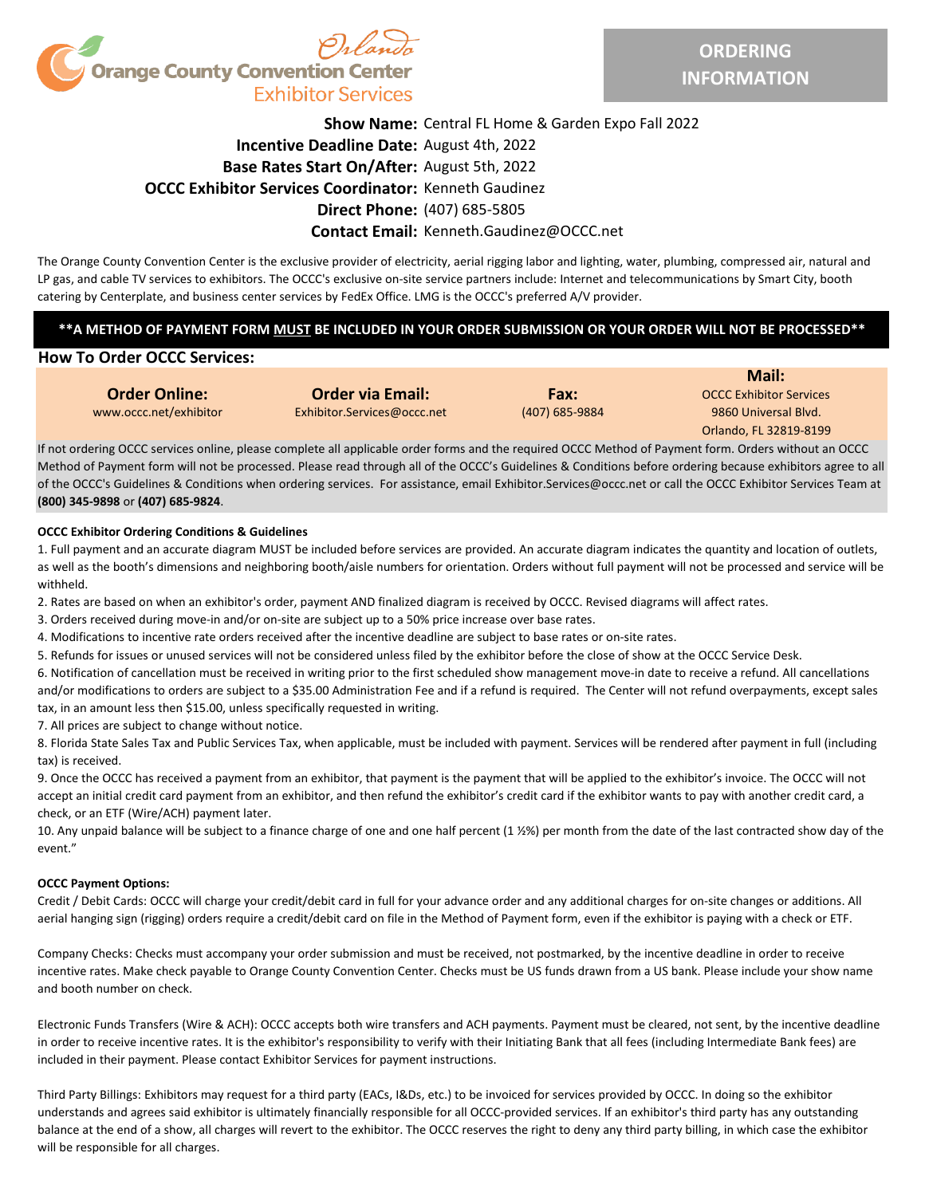Orlando Orange County Convention Center Exhibitor Services

# ORDERING INFORMATION

**Show Name:** Central FL Home & Garden Expo Fall 2022
**Incentive Deadline Date:** August 4th, 2022
**Base Rates Start On/After:** August 5th, 2022
**OCCC Exhibitor Services Coordinator:** Kenneth Gaudinez
**Direct Phone:** (407) 685-5805
**Contact Email:** Kenneth.Gaudinez@OCCC.net

The Orange County Convention Center is the exclusive provider of electricity, aerial rigging labor and lighting, water, plumbing, compressed air, natural and LP gas, and cable TV services to exhibitors. The OCCC's exclusive on-site service partners include: Internet and telecommunications by Smart City, booth catering by Centerplate, and business center services by FedEx Office. LMG is the OCCC's preferred A/V provider.

**\*\*A METHOD OF PAYMENT FORM MUST BE INCLUDED IN YOUR ORDER SUBMISSION OR YOUR ORDER WILL NOT BE PROCESSED\*\***

## How To Order OCCC Services:

| Order Online: | Order via Email: | Fax: | Mail: |
|---|---|---|---|
| www.occc.net/exhibitor | Exhibitor.Services@occc.net | (407) 685-9884 | OCCC Exhibitor Services<br>9860 Universal Blvd.<br>Orlando, FL 32819-8199 |

If not ordering OCCC services online, please complete all applicable order forms and the required OCCC Method of Payment form. Orders without an OCCC Method of Payment form will not be processed. Please read through all of the OCCC's Guidelines & Conditions before ordering because exhibitors agree to all of the OCCC's Guidelines & Conditions when ordering services. For assistance, email Exhibitor.Services@occc.net or call the OCCC Exhibitor Services Team at **(800) 345-9898** or **(407) 685-9824**.

### OCCC Exhibitor Ordering Conditions & Guidelines

1. Full payment and an accurate diagram MUST be included before services are provided. An accurate diagram indicates the quantity and location of outlets, as well as the booth's dimensions and neighboring booth/aisle numbers for orientation. Orders without full payment will not be processed and service will be withheld.
2. Rates are based on when an exhibitor's order, payment AND finalized diagram is received by OCCC. Revised diagrams will affect rates.
3. Orders received during move-in and/or on-site are subject up to a 50% price increase over base rates.
4. Modifications to incentive rate orders received after the incentive deadline are subject to base rates or on-site rates.
5. Refunds for issues or unused services will not be considered unless filed by the exhibitor before the close of show at the OCCC Service Desk.
6. Notification of cancellation must be received in writing prior to the first scheduled show management move-in date to receive a refund. All cancellations and/or modifications to orders are subject to a $35.00 Administration Fee and if a refund is required. The Center will not refund overpayments, except sales tax, in an amount less then $15.00, unless specifically requested in writing.
7. All prices are subject to change without notice.
8. Florida State Sales Tax and Public Services Tax, when applicable, must be included with payment. Services will be rendered after payment in full (including tax) is received.
9. Once the OCCC has received a payment from an exhibitor, that payment is the payment that will be applied to the exhibitor's invoice. The OCCC will not accept an initial credit card payment from an exhibitor, and then refund the exhibitor's credit card if the exhibitor wants to pay with another credit card, a check, or an ETF (Wire/ACH) payment later.
10. Any unpaid balance will be subject to a finance charge of one and one half percent (1 ½%) per month from the date of the last contracted show day of the event."

### OCCC Payment Options:

Credit / Debit Cards: OCCC will charge your credit/debit card in full for your advance order and any additional charges for on-site changes or additions. All aerial hanging sign (rigging) orders require a credit/debit card on file in the Method of Payment form, even if the exhibitor is paying with a check or ETF.

Company Checks: Checks must accompany your order submission and must be received, not postmarked, by the incentive deadline in order to receive incentive rates. Make check payable to Orange County Convention Center. Checks must be US funds drawn from a US bank. Please include your show name and booth number on check.

Electronic Funds Transfers (Wire & ACH): OCCC accepts both wire transfers and ACH payments. Payment must be cleared, not sent, by the incentive deadline in order to receive incentive rates. It is the exhibitor's responsibility to verify with their Initiating Bank that all fees (including Intermediate Bank fees) are included in their payment. Please contact Exhibitor Services for payment instructions.

Third Party Billings: Exhibitors may request for a third party (EACs, I&Ds, etc.) to be invoiced for services provided by OCCC. In doing so the exhibitor understands and agrees said exhibitor is ultimately financially responsible for all OCCC-provided services. If an exhibitor's third party has any outstanding balance at the end of a show, all charges will revert to the exhibitor. The OCCC reserves the right to deny any third party billing, in which case the exhibitor will be responsible for all charges.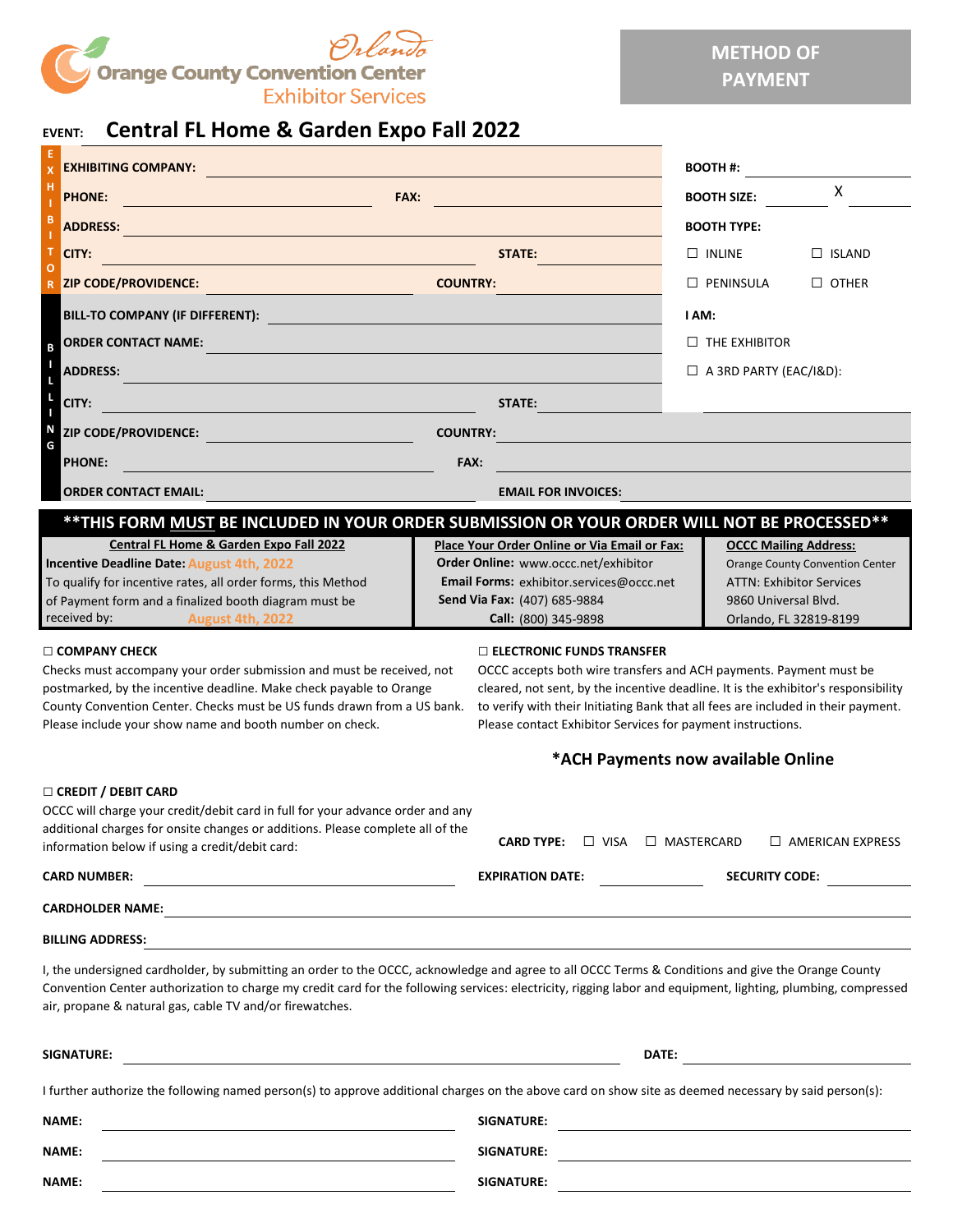**Orlando**
**Orange County Convention Center**
**Exhibitor Services**

# METHOD OF PAYMENT

**EVENT:** **Central FL Home & Garden Expo Fall 2022**

**EXHIBITOR**

**EXHIBITING COMPANY:** ____________________

**PHONE:** ____________________ **FAX:** ____________________

**ADDRESS:** ____________________

**CITY:** ____________________ **STATE:** ____________________

**ZIP CODE/PROVIDENCE:** ____________________ **COUNTRY:** ____________________

**BOOTH #:** ____________________

**BOOTH SIZE:** ________ X ________

**BOOTH TYPE:**

☐ INLINE ☐ ISLAND

☐ PENINSULA ☐ OTHER

**BILLING**

**BILL-TO COMPANY (IF DIFFERENT):** ____________________

**ORDER CONTACT NAME:** ____________________

**ADDRESS:** ____________________

**CITY:** ____________________ **STATE:** ____________________

**ZIP CODE/PROVIDENCE:** ____________________ **COUNTRY:** ____________________

**PHONE:** ____________________ **FAX:** ____________________

**ORDER CONTACT EMAIL:** ____________________ **EMAIL FOR INVOICES:** ____________________

**I AM:**

☐ THE EXHIBITOR

☐ A 3RD PARTY (EAC/I&D): ____________________

**\*\*THIS FORM MUST BE INCLUDED IN YOUR ORDER SUBMISSION OR YOUR ORDER WILL NOT BE PROCESSED\*\***

| **Central FL Home & Garden Expo Fall 2022** | **Place Your Order Online or Via Email or Fax:** | **OCCC Mailing Address:** |
|---|---|---|
| **Incentive Deadline Date:** August 4th, 2022 | **Order Online:** www.occc.net/exhibitor | Orange County Convention Center |
| To qualify for incentive rates, all order forms, this Method | **Email Forms:** exhibitor.services@occc.net | ATTN: Exhibitor Services |
| of Payment form and a finalized booth diagram must be | **Send Via Fax:** (407) 685-9884 | 9860 Universal Blvd. |
| received by: August 4th, 2022 | **Call:** (800) 345-9898 | Orlando, FL 32819-8199 |

**☐ COMPANY CHECK**

Checks must accompany your order submission and must be received, not postmarked, by the incentive deadline. Make check payable to Orange County Convention Center. Checks must be US funds drawn from a US bank. Please include your show name and booth number on check.

**☐ ELECTRONIC FUNDS TRANSFER**

OCCC accepts both wire transfers and ACH payments. Payment must be cleared, not sent, by the incentive deadline. It is the exhibitor's responsibility to verify with their Initiating Bank that all fees are included in their payment. Please contact Exhibitor Services for payment instructions.

**\*ACH Payments now available Online**

**☐ CREDIT / DEBIT CARD**

OCCC will charge your credit/debit card in full for your advance order and any additional charges for onsite changes or additions. Please complete all of the information below if using a credit/debit card:

**CARD TYPE:** ☐ VISA ☐ MASTERCARD ☐ AMERICAN EXPRESS

**CARD NUMBER:** ____________________ **EXPIRATION DATE:** ____________ **SECURITY CODE:** ____________

**CARDHOLDER NAME:** ____________________

**BILLING ADDRESS:** ____________________

I, the undersigned cardholder, by submitting an order to the OCCC, acknowledge and agree to all OCCC Terms & Conditions and give the Orange County Convention Center authorization to charge my credit card for the following services: electricity, rigging labor and equipment, lighting, plumbing, compressed air, propane & natural gas, cable TV and/or firewatches.

**SIGNATURE:** ____________________ **DATE:** ____________________

I further authorize the following named person(s) to approve additional charges on the above card on show site as deemed necessary by said person(s):

**NAME:** ____________________ **SIGNATURE:** ____________________

**NAME:** ____________________ **SIGNATURE:** ____________________

**NAME:** ____________________ **SIGNATURE:** ____________________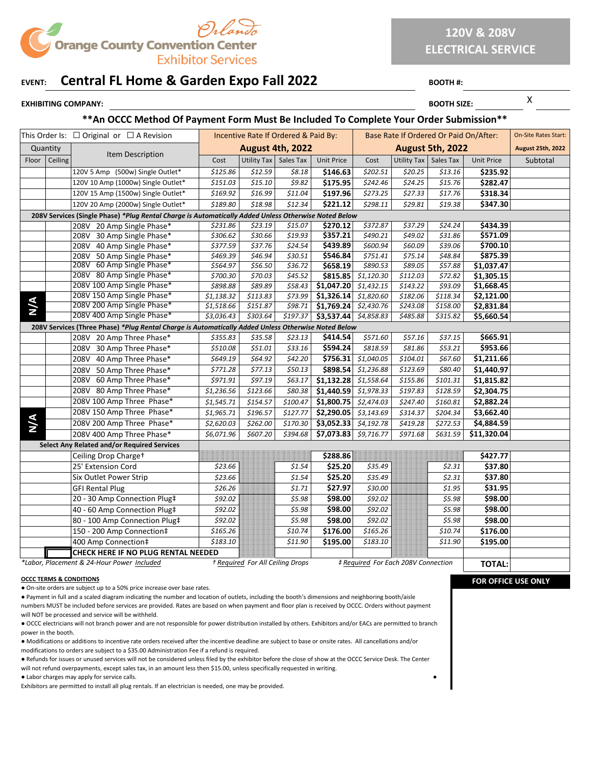Orlando
Orange County Convention Center
Exhibitor Services

## 120V & 208V ELECTRICAL SERVICE

**EVENT:** **Central FL Home & Garden Expo Fall 2022**

**BOOTH #:**

**EXHIBITING COMPANY:**

**BOOTH SIZE:** X

**\*\*An OCCC Method Of Payment Form Must Be Included To Complete Your Order Submission\*\***

| This Order Is: ☐ Original or ☐ A Revision | | | Incentive Rate If Ordered & Paid By: | | | | Base Rate If Ordered Or Paid On/After: | | | | On-Site Rates Start: |
|---|---|---|---|---|---|---|---|---|---|---|---|
| Quantity | | Item Description | **August 4th, 2022** | | | | **August 5th, 2022** | | | | **August 25th, 2022** |
| Floor | Ceiling | | Cost | Utility Tax | Sales Tax | Unit Price | Cost | Utility Tax | Sales Tax | Unit Price | Subtotal |
| | | 120V 5 Amp (500w) Single Outlet* | *$125.86* | *$12.59* | *$8.18* | **$146.63** | *$202.51* | *$20.25* | *$13.16* | **$235.92** | |
| | | 120V 10 Amp (1000w) Single Outlet* | *$151.03* | *$15.10* | *$9.82* | **$175.95** | *$242.46* | *$24.25* | *$15.76* | **$282.47** | |
| | | 120V 15 Amp (1500w) Single Outlet* | *$169.92* | *$16.99* | *$11.04* | **$197.96** | *$273.25* | *$27.33* | *$17.76* | **$318.34** | |
| | | 120V 20 Amp (2000w) Single Outlet* | *$189.80* | *$18.98* | *$12.34* | **$221.12** | *$298.11* | *$29.81* | *$19.38* | **$347.30** | |
| **208V Services (Single Phase)** *\*Plug Rental Charge is Automatically Added Unless Otherwise Noted Below* | | | | | | | | | | | |
| | | 208V 20 Amp Single Phase* | *$231.86* | *$23.19* | *$15.07* | **$270.12** | *$372.87* | *$37.29* | *$24.24* | **$434.39** | |
| | | 208V 30 Amp Single Phase* | *$306.62* | *$30.66* | *$19.93* | **$357.21** | *$490.21* | *$49.02* | *$31.86* | **$571.09** | |
| | | 208V 40 Amp Single Phase* | *$377.59* | *$37.76* | *$24.54* | **$439.89** | *$600.94* | *$60.09* | *$39.06* | **$700.10** | |
| | | 208V 50 Amp Single Phase* | *$469.39* | *$46.94* | *$30.51* | **$546.84** | *$751.41* | *$75.14* | *$48.84* | **$875.39** | |
| | | 208V 60 Amp Single Phase* | *$564.97* | *$56.50* | *$36.72* | **$658.19** | *$890.53* | *$89.05* | *$57.88* | **$1,037.47** | |
| | | 208V 80 Amp Single Phase* | *$700.30* | *$70.03* | *$45.52* | **$815.85** | *$1,120.30* | *$112.03* | *$72.82* | **$1,305.15** | |
| | | 208V 100 Amp Single Phase* | *$898.88* | *$89.89* | *$58.43* | **$1,047.20** | *$1,432.15* | *$143.22* | *$93.09* | **$1,668.45** | |
| | N/A | 208V 150 Amp Single Phase* | *$1,138.32* | *$113.83* | *$73.99* | **$1,326.14** | *$1,820.60* | *$182.06* | *$118.34* | **$2,121.00** | |
| | N/A | 208V 200 Amp Single Phase* | *$1,518.66* | *$151.87* | *$98.71* | **$1,769.24** | *$2,430.76* | *$243.08* | *$158.00* | **$2,831.84** | |
| | N/A | 208V 400 Amp Single Phase* | *$3,036.43* | *$303.64* | *$197.37* | **$3,537.44** | *$4,858.83* | *$485.88* | *$315.82* | **$5,660.54** | |
| **208V Services (Three Phase)** *\*Plug Rental Charge is Automatically Added Unless Otherwise Noted Below* | | | | | | | | | | | |
| | | 208V 20 Amp Three Phase* | *$355.83* | *$35.58* | *$23.13* | **$414.54** | *$571.60* | *$57.16* | *$37.15* | **$665.91** | |
| | | 208V 30 Amp Three Phase* | *$510.08* | *$51.01* | *$33.16* | **$594.24** | *$818.59* | *$81.86* | *$53.21* | **$953.66** | |
| | | 208V 40 Amp Three Phase* | *$649.19* | *$64.92* | *$42.20* | **$756.31** | *$1,040.05* | *$104.01* | *$67.60* | **$1,211.66** | |
| | | 208V 50 Amp Three Phase* | *$771.28* | *$77.13* | *$50.13* | **$898.54** | *$1,236.88* | *$123.69* | *$80.40* | **$1,440.97** | |
| | | 208V 60 Amp Three Phase* | *$971.91* | *$97.19* | *$63.17* | **$1,132.28** | *$1,558.64* | *$155.86* | *$101.31* | **$1,815.82** | |
| | | 208V 80 Amp Three Phase* | *$1,236.56* | *$123.66* | *$80.38* | **$1,440.59** | *$1,978.33* | *$197.83* | *$128.59* | **$2,304.75** | |
| | | 208V 100 Amp Three Phase* | *$1,545.71* | *$154.57* | *$100.47* | **$1,800.75** | *$2,474.03* | *$247.40* | *$160.81* | **$2,882.24** | |
| | N/A | 208V 150 Amp Three Phase* | *$1,965.71* | *$196.57* | *$127.77* | **$2,290.05** | *$3,143.69* | *$314.37* | *$204.34* | **$3,662.40** | |
| | N/A | 208V 200 Amp Three Phase* | *$2,620.03* | *$262.00* | *$170.30* | **$3,052.33** | *$4,192.78* | *$419.28* | *$272.53* | **$4,884.59** | |
| | N/A | 208V 400 Amp Three Phase* | *$6,071.96* | *$607.20* | *$394.68* | **$7,073.83** | *$9,716.77* | *$971.68* | *$631.59* | **$11,320.04** | |
| **Select Any Related and/or Required Services** | | | | | | | | | | | |
| | | Ceiling Drop Charge† | | | | **$288.86** | | | | **$427.77** | |
| | | 25' Extension Cord | *$23.66* | | *$1.54* | **$25.20** | *$35.49* | | *$2.31* | **$37.80** | |
| | | Six Outlet Power Strip | *$23.66* | | *$1.54* | **$25.20** | *$35.49* | | *$2.31* | **$37.80** | |
| | | GFI Rental Plug | *$26.26* | | *$1.71* | **$27.97** | *$30.00* | | *$1.95* | **$31.95** | |
| | | 20 - 30 Amp Connection Plug‡ | *$92.02* | | *$5.98* | **$98.00** | *$92.02* | | *$5.98* | **$98.00** | |
| | | 40 - 60 Amp Connection Plug‡ | *$92.02* | | *$5.98* | **$98.00** | *$92.02* | | *$5.98* | **$98.00** | |
| | | 80 - 100 Amp Connection Plug‡ | *$92.02* | | *$5.98* | **$98.00** | *$92.02* | | *$5.98* | **$98.00** | |
| | | 150 - 200 Amp Connection‡ | *$165.26* | | *$10.74* | **$176.00** | *$165.26* | | *$10.74* | **$176.00** | |
| | | 400 Amp Connection‡ | *$183.10* | | *$11.90* | **$195.00** | *$183.10* | | *$11.90* | **$195.00** | |
| | ☐ | **CHECK HERE IF NO PLUG RENTAL NEEDED** | | | | | | | | | |
| *\*Labor, Placement & 24-Hour Power Included* | | | *† Required For All Ceiling Drops* | | | | *‡ Required For Each 208V Connection* | | | **TOTAL:** | |

**OCCC TERMS & CONDITIONS**

- On-site orders are subject up to a 50% price increase over base rates.
- Payment in full and a scaled diagram indicating the number and location of outlets, including the booth's dimensions and neighboring booth/aisle numbers MUST be included before services are provided. Rates are based on when payment and floor plan is received by OCCC. Orders without payment will NOT be processed and service will be withheld.
- OCCC electricians will not branch power and are not responsible for power distribution installed by others. Exhibitors and/or EACs are permitted to branch power in the booth.
- Modifications or additions to incentive rate orders received after the incentive deadline are subject to base or onsite rates. All cancellations and/or modifications to orders are subject to a $35.00 Administration Fee if a refund is required.
- Refunds for issues or unused services will not be considered unless filed by the exhibitor before the close of show at the OCCC Service Desk. The Center will not refund overpayments, except sales tax, in an amount less then $15.00, unless specifically requested in writing.
- Labor charges may apply for service calls.

Exhibitors are permitted to install all plug rentals. If an electrician is needed, one may be provided.

**FOR OFFICE USE ONLY**